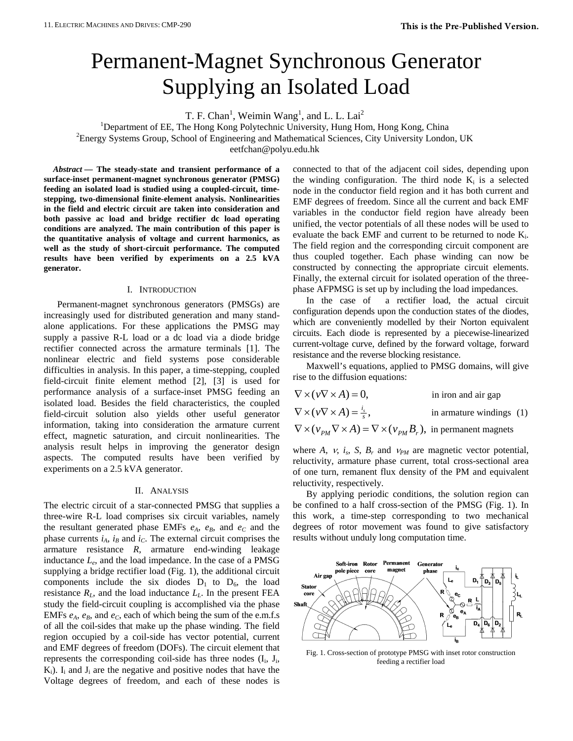# Permanent-Magnet Synchronous Generator Supplying an Isolated Load

T. F. Chan[1], Weimin Wang[1], and L. L. Lai[2]

[1]Department of EE, The Hong Kong Polytechnic University, Hung Hom, Hong Kong, China

[2]Energy Systems Group, School of Engineering and Mathematical Sciences, City University London, UK

eetfchan@polyu.edu.hk

***Abstract* — The steady-state and transient performance of a surface-inset permanent-magnet synchronous generator (PMSG) feeding an isolated load is studied using a coupled-circuit, time-stepping, two-dimensional finite-element analysis. Nonlinearities in the field and electric circuit are taken into consideration and both passive ac load and bridge rectifier dc load operating conditions are analyzed. The main contribution of this paper is the quantitative analysis of voltage and current harmonics, as well as the study of short-circuit performance. The computed results have been verified by experiments on a 2.5 kVA generator.**

## I. Introduction

Permanent-magnet synchronous generators (PMSGs) are increasingly used for distributed generation and many stand-alone applications. For these applications the PMSG may supply a passive R-L load or a dc load via a diode bridge rectifier connected across the armature terminals [1]. The nonlinear electric and field systems pose considerable difficulties in analysis. In this paper, a time-stepping, coupled field-circuit finite element method [2], [3] is used for performance analysis of a surface-inset PMSG feeding an isolated load. Besides the field characteristics, the coupled field-circuit solution also yields other useful generator information, taking into consideration the armature current effect, magnetic saturation, and circuit nonlinearities. The analysis result helps in improving the generator design aspects. The computed results have been verified by experiments on a 2.5 kVA generator.

## II. Analysis

The electric circuit of a star-connected PMSG that supplies a three-wire R-L load comprises six circuit variables, namely the resultant generated phase EMFs $e_A$, $e_B$, and $e_C$ and the phase currents $i_A$, $i_B$ and $i_C$. The external circuit comprises the armature resistance $R$, armature end-winding leakage inductance $L_e$, and the load impedance. In the case of a PMSG supplying a bridge rectifier load (Fig. 1), the additional circuit components include the six diodes $D_1$ to $D_6$, the load resistance $R_L$, and the load inductance $L_L$. In the present FEA study the field-circuit coupling is accomplished via the phase EMFs $e_A$, $e_B$, and $e_C$, each of which being the sum of the e.m.f.s of all the coil-sides that make up the phase winding. The field region occupied by a coil-side has vector potential, current and EMF degrees of freedom (DOFs). The circuit element that represents the corresponding coil-side has three nodes ($I_i$, $J_i$, $K_i$). $I_i$ and $J_i$ are the negative and positive nodes that have the Voltage degrees of freedom, and each of these nodes is connected to that of the adjacent coil sides, depending upon the winding configuration. The third node $K_i$ is a selected node in the conductor field region and it has both current and EMF degrees of freedom. Since all the current and back EMF variables in the conductor field region have already been unified, the vector potentials of all these nodes will be used to evaluate the back EMF and current to be returned to node $K_i$. The field region and the corresponding circuit component are thus coupled together. Each phase winding can now be constructed by connecting the appropriate circuit elements. Finally, the external circuit for isolated operation of the three-phase AFPMSG is set up by including the load impedances.

In the case of a rectifier load, the actual circuit configuration depends upon the conduction states of the diodes, which are conveniently modelled by their Norton equivalent circuits. Each diode is represented by a piecewise-linearized current-voltage curve, defined by the forward voltage, forward resistance and the reverse blocking resistance.

Maxwell's equations, applied to PMSG domains, will give rise to the diffusion equations:

$$\nabla \times (v \nabla \times A) = 0, \qquad \text{in iron and air gap}$$

$$\nabla \times (v \nabla \times A) = \frac{i_s}{s}, \qquad \text{in armature windings} \quad (1)$$

$$\nabla \times (v_{PM} \nabla \times A) = \nabla \times (v_{PM} B_r), \quad \text{in permanent magnets}$$

where $A$, $v$, $i_s$, $S$, $B_r$ and $v_{PM}$ are magnetic vector potential, reluctivity, armature phase current, total cross-sectional area of one turn, remanent flux density of the PM and equivalent reluctivity, respectively.

By applying periodic conditions, the solution region can be confined to a half cross-section of the PMSG (Fig. 1). In this work, a time-step corresponding to two mechanical degrees of rotor movement was found to give satisfactory results without unduly long computation time.

Fig. 1. Cross-section of prototype PMSG with inset rotor construction feeding a rectifier load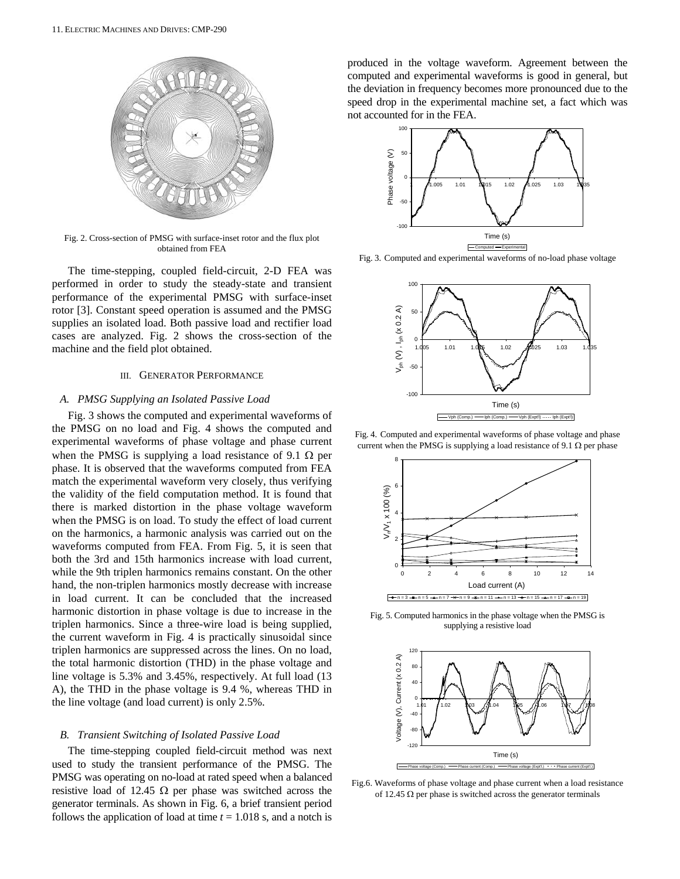Fig. 2. Cross-section of PMSG with surface-inset rotor and the flux plot obtained from FEA

The time-stepping, coupled field-circuit, 2-D FEA was performed in order to study the steady-state and transient performance of the experimental PMSG with surface-inset rotor [3]. Constant speed operation is assumed and the PMSG supplies an isolated load. Both passive load and rectifier load cases are analyzed. Fig. 2 shows the cross-section of the machine and the field plot obtained.

## III. Generator Performance

### A. PMSG Supplying an Isolated Passive Load

Fig. 3 shows the computed and experimental waveforms of the PMSG on no load and Fig. 4 shows the computed and experimental waveforms of phase voltage and phase current when the PMSG is supplying a load resistance of 9.1 Ω per phase. It is observed that the waveforms computed from FEA match the experimental waveform very closely, thus verifying the validity of the field computation method. It is found that there is marked distortion in the phase voltage waveform when the PMSG is on load. To study the effect of load current on the harmonics, a harmonic analysis was carried out on the waveforms computed from FEA. From Fig. 5, it is seen that both the 3rd and 15th harmonics increase with load current, while the 9th triplen harmonics remains constant. On the other hand, the non-triplen harmonics mostly decrease with increase in load current. It can be concluded that the increased harmonic distortion in phase voltage is due to increase in the triplen harmonics. Since a three-wire load is being supplied, the current waveform in Fig. 4 is practically sinusoidal since triplen harmonics are suppressed across the lines. On no load, the total harmonic distortion (THD) in the phase voltage and line voltage is 5.3% and 3.45%, respectively. At full load (13 A), the THD in the phase voltage is 9.4 %, whereas THD in the line voltage (and load current) is only 2.5%.

### B. Transient Switching of Isolated Passive Load

The time-stepping coupled field-circuit method was next used to study the transient performance of the PMSG. The PMSG was operating on no-load at rated speed when a balanced resistive load of 12.45 Ω per phase was switched across the generator terminals. As shown in Fig. 6, a brief transient period follows the application of load at time $t = 1.018$ s, and a notch is produced in the voltage waveform. Agreement between the computed and experimental waveforms is good in general, but the deviation in frequency becomes more pronounced due to the speed drop in the experimental machine set, a fact which was not accounted for in the FEA.

Fig. 3. Computed and experimental waveforms of no-load phase voltage

Fig. 4. Computed and experimental waveforms of phase voltage and phase current when the PMSG is supplying a load resistance of 9.1 Ω per phase

Fig. 5. Computed harmonics in the phase voltage when the PMSG is supplying a resistive load

Fig.6. Waveforms of phase voltage and phase current when a load resistance of 12.45 Ω per phase is switched across the generator terminals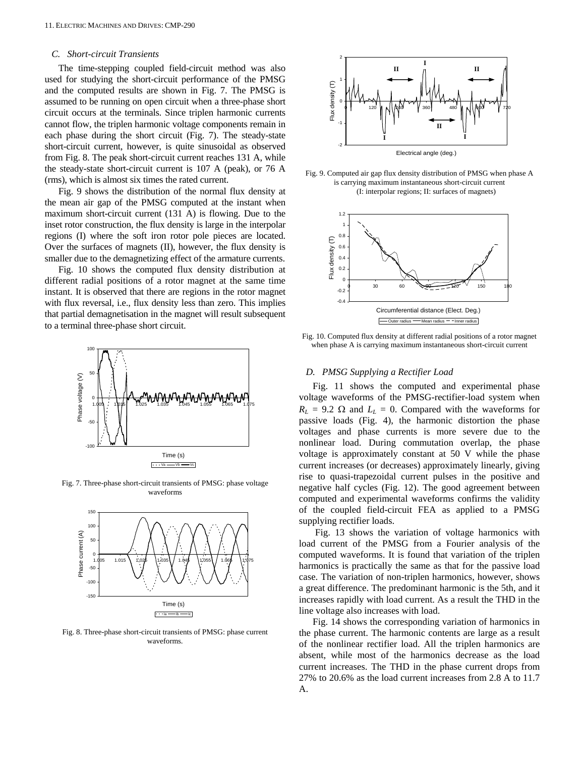### C. Short-circuit Transients

The time-stepping coupled field-circuit method was also used for studying the short-circuit performance of the PMSG and the computed results are shown in Fig. 7. The PMSG is assumed to be running on open circuit when a three-phase short circuit occurs at the terminals. Since triplen harmonic currents cannot flow, the triplen harmonic voltage components remain in each phase during the short circuit (Fig. 7). The steady-state short-circuit current, however, is quite sinusoidal as observed from Fig. 8. The peak short-circuit current reaches 131 A, while the steady-state short-circuit current is 107 A (peak), or 76 A (rms), which is almost six times the rated current.

Fig. 9 shows the distribution of the normal flux density at the mean air gap of the PMSG computed at the instant when maximum short-circuit current (131 A) is flowing. Due to the inset rotor construction, the flux density is large in the interpolar regions (I) where the soft iron rotor pole pieces are located. Over the surfaces of magnets (II), however, the flux density is smaller due to the demagnetizing effect of the armature currents.

Fig. 10 shows the computed flux density distribution at different radial positions of a rotor magnet at the same time instant. It is observed that there are regions in the rotor magnet with flux reversal, i.e., flux density less than zero. This implies that partial demagnetisation in the magnet will result subsequent to a terminal three-phase short circuit.

Fig. 7. Three-phase short-circuit transients of PMSG: phase voltage waveforms

Fig. 8. Three-phase short-circuit transients of PMSG: phase current waveforms.

Fig. 9. Computed air gap flux density distribution of PMSG when phase A is carrying maximum instantaneous short-circuit current (I: interpolar regions; II: surfaces of magnets)

Fig. 10. Computed flux density at different radial positions of a rotor magnet when phase A is carrying maximum instantaneous short-circuit current

### D. PMSG Supplying a Rectifier Load

Fig. 11 shows the computed and experimental phase voltage waveforms of the PMSG-rectifier-load system when $R_L$ = 9.2 Ω and $L_L$ = 0. Compared with the waveforms for passive loads (Fig. 4), the harmonic distortion the phase voltages and phase currents is more severe due to the nonlinear load. During commutation overlap, the phase voltage is approximately constant at 50 V while the phase current increases (or decreases) approximately linearly, giving rise to quasi-trapezoidal current pulses in the positive and negative half cycles (Fig. 12). The good agreement between computed and experimental waveforms confirms the validity of the coupled field-circuit FEA as applied to a PMSG supplying rectifier loads.

Fig. 13 shows the variation of voltage harmonics with load current of the PMSG from a Fourier analysis of the computed waveforms. It is found that variation of the triplen harmonics is practically the same as that for the passive load case. The variation of non-triplen harmonics, however, shows a great difference. The predominant harmonic is the 5th, and it increases rapidly with load current. As a result the THD in the line voltage also increases with load.

Fig. 14 shows the corresponding variation of harmonics in the phase current. The harmonic contents are large as a result of the nonlinear rectifier load. All the triplen harmonics are absent, while most of the harmonics decrease as the load current increases. The THD in the phase current drops from 27% to 20.6% as the load current increases from 2.8 A to 11.7 A.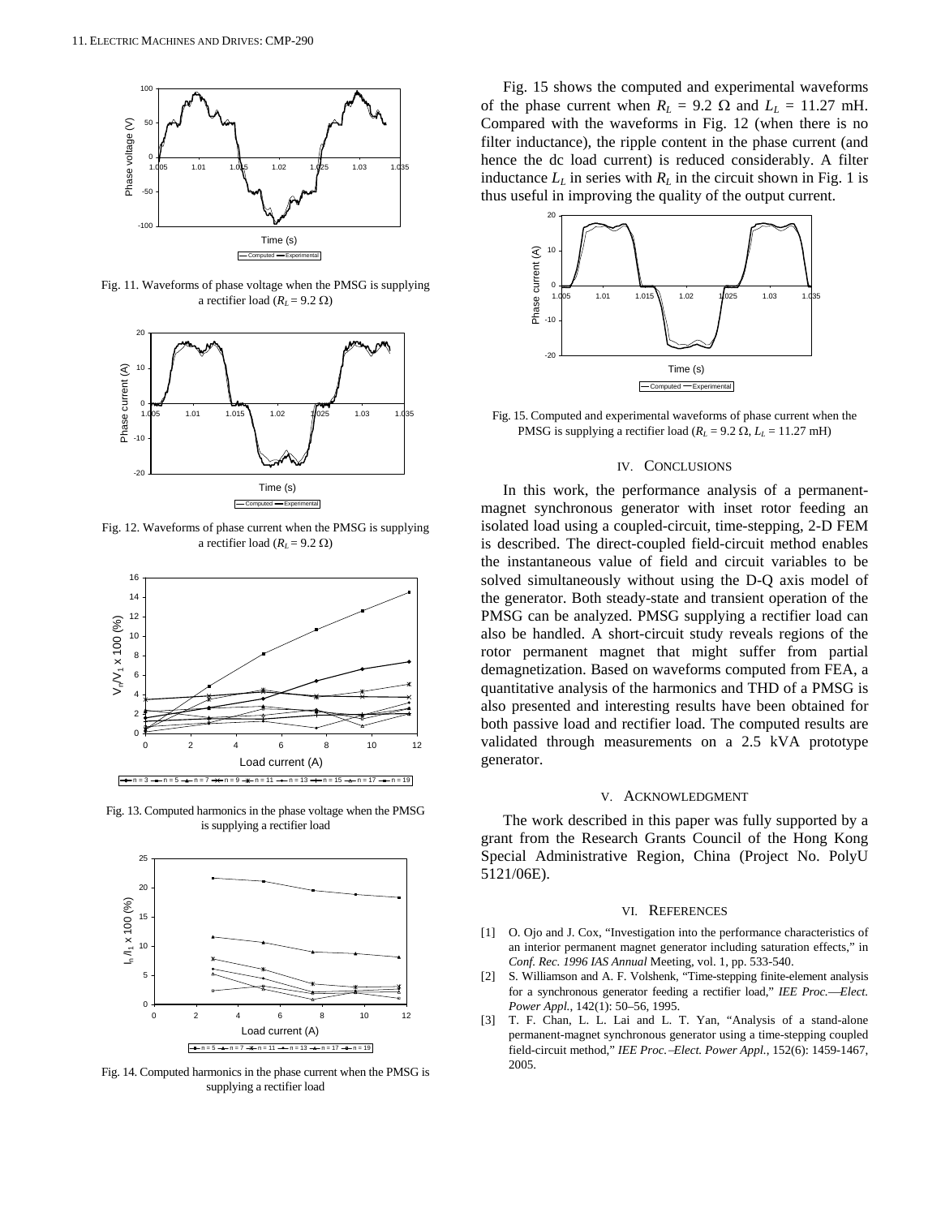100

50

0

-50

-100

1.005 1.01 1.015 1.02 1.025 1.03 1.035

Phase voltage (V)

Time (s)

Computed Experimental

Fig. 11. Waveforms of phase voltage when the PMSG is supplying a rectifier load ($R_L$ = 9.2 Ω)

20

10

0

-10

-20

1.005 1.01 1.015 1.02 1.025 1.03 1.035

Phase current (A)

Time (s)

Computed Experimental

Fig. 12. Waveforms of phase current when the PMSG is supplying a rectifier load ($R_L$ = 9.2 Ω)

16

14

12

10

8

6

4

2

0

0 2 4 6 8 10 12

$V_n/V_1 \times 100$ (%)

Load current (A)

n = 3, n = 5, n = 7, n = 9, n = 11, n = 13, n = 15, n = 17, n = 19

Fig. 13. Computed harmonics in the phase voltage when the PMSG is supplying a rectifier load

25

20

15

10

5

0

0 2 4 6 8 10 12

$I_n/I_1 \times 100$ (%)

Load current (A)

n = 5, n = 7, n = 11, n = 13, n = 17, n = 19

Fig. 14. Computed harmonics in the phase current when the PMSG is supplying a rectifier load

Fig. 15 shows the computed and experimental waveforms of the phase current when $R_L$ = 9.2 Ω and $L_L$ = 11.27 mH. Compared with the waveforms in Fig. 12 (when there is no filter inductance), the ripple content in the phase current (and hence the dc load current) is reduced considerably. A filter inductance $L_L$ in series with $R_L$ in the circuit shown in Fig. 1 is thus useful in improving the quality of the output current.

20

10

0

-10

-20

1.005 1.01 1.015 1.02 1.025 1.03 1.035

Phase current (A)

Time (s)

Computed Experimental

Fig. 15. Computed and experimental waveforms of phase current when the PMSG is supplying a rectifier load ($R_L$ = 9.2 Ω, $L_L$ = 11.27 mH)

## IV. Conclusions

In this work, the performance analysis of a permanent-magnet synchronous generator with inset rotor feeding an isolated load using a coupled-circuit, time-stepping, 2-D FEM is described. The direct-coupled field-circuit method enables the instantaneous value of field and circuit variables to be solved simultaneously without using the D-Q axis model of the generator. Both steady-state and transient operation of the PMSG can be analyzed. PMSG supplying a rectifier load can also be handled. A short-circuit study reveals regions of the rotor permanent magnet that might suffer from partial demagnetization. Based on waveforms computed from FEA, a quantitative analysis of the harmonics and THD of a PMSG is also presented and interesting results have been obtained for both passive load and rectifier load. The computed results are validated through measurements on a 2.5 kVA prototype generator.

## V. Acknowledgment

The work described in this paper was fully supported by a grant from the Research Grants Council of the Hong Kong Special Administrative Region, China (Project No. PolyU 5121/06E).

## VI. References

[1] O. Ojo and J. Cox, "Investigation into the performance characteristics of an interior permanent magnet generator including saturation effects," in *Conf. Rec. 1996 IAS Annual* Meeting, vol. 1, pp. 533-540.

[2] S. Williamson and A. F. Volshenk, "Time-stepping finite-element analysis for a synchronous generator feeding a rectifier load," *IEE Proc.—Elect. Power Appl.*, 142(1): 50–56, 1995.

[3] T. F. Chan, L. L. Lai and L. T. Yan, "Analysis of a stand-alone permanent-magnet synchronous generator using a time-stepping coupled field-circuit method," *IEE Proc.–Elect. Power Appl.*, 152(6): 1459-1467, 2005.